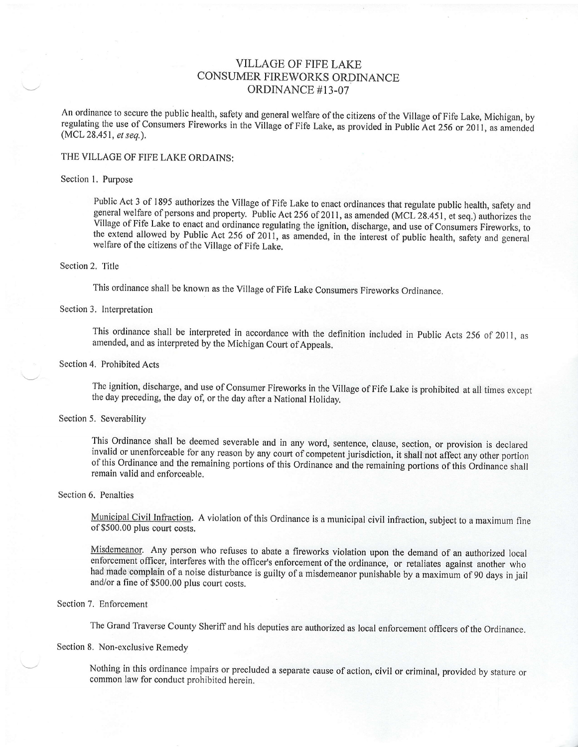# VILLAGE OF FIFE LAKE
# CONSUMER FIREWORKS ORDINANCE
# ORDINANCE #13-07

An ordinance to secure the public health, safety and general welfare of the citizens of the Village of Fife Lake, Michigan, by regulating the use of Consumers Fireworks in the Village of Fife Lake, as provided in Public Act 256 or 2011, as amended (MCL 28.451, *et seq.*).

THE VILLAGE OF FIFE LAKE ORDAINS:

Section 1. Purpose

Public Act 3 of 1895 authorizes the Village of Fife Lake to enact ordinances that regulate public health, safety and general welfare of persons and property. Public Act 256 of 2011, as amended (MCL 28.451, et seq.) authorizes the Village of Fife Lake to enact and ordinance regulating the ignition, discharge, and use of Consumers Fireworks, to the extend allowed by Public Act 256 of 2011, as amended, in the interest of public health, safety and general welfare of the citizens of the Village of Fife Lake.

Section 2. Title

This ordinance shall be known as the Village of Fife Lake Consumers Fireworks Ordinance.

Section 3. Interpretation

This ordinance shall be interpreted in accordance with the definition included in Public Acts 256 of 2011, as amended, and as interpreted by the Michigan Court of Appeals.

Section 4. Prohibited Acts

The ignition, discharge, and use of Consumer Fireworks in the Village of Fife Lake is prohibited at all times except the day preceding, the day of, or the day after a National Holiday.

Section 5. Severability

This Ordinance shall be deemed severable and in any word, sentence, clause, section, or provision is declared invalid or unenforceable for any reason by any court of competent jurisdiction, it shall not affect any other portion of this Ordinance and the remaining portions of this Ordinance and the remaining portions of this Ordinance shall remain valid and enforceable.

Section 6. Penalties

Municipal Civil Infraction. A violation of this Ordinance is a municipal civil infraction, subject to a maximum fine of $500.00 plus court costs.

Misdemeanor. Any person who refuses to abate a fireworks violation upon the demand of an authorized local enforcement officer, interferes with the officer's enforcement of the ordinance, or retaliates against another who had made complain of a noise disturbance is guilty of a misdemeanor punishable by a maximum of 90 days in jail and/or a fine of $500.00 plus court costs.

Section 7. Enforcement

The Grand Traverse County Sheriff and his deputies are authorized as local enforcement officers of the Ordinance.

Section 8. Non-exclusive Remedy

Nothing in this ordinance impairs or precluded a separate cause of action, civil or criminal, provided by stature or common law for conduct prohibited herein.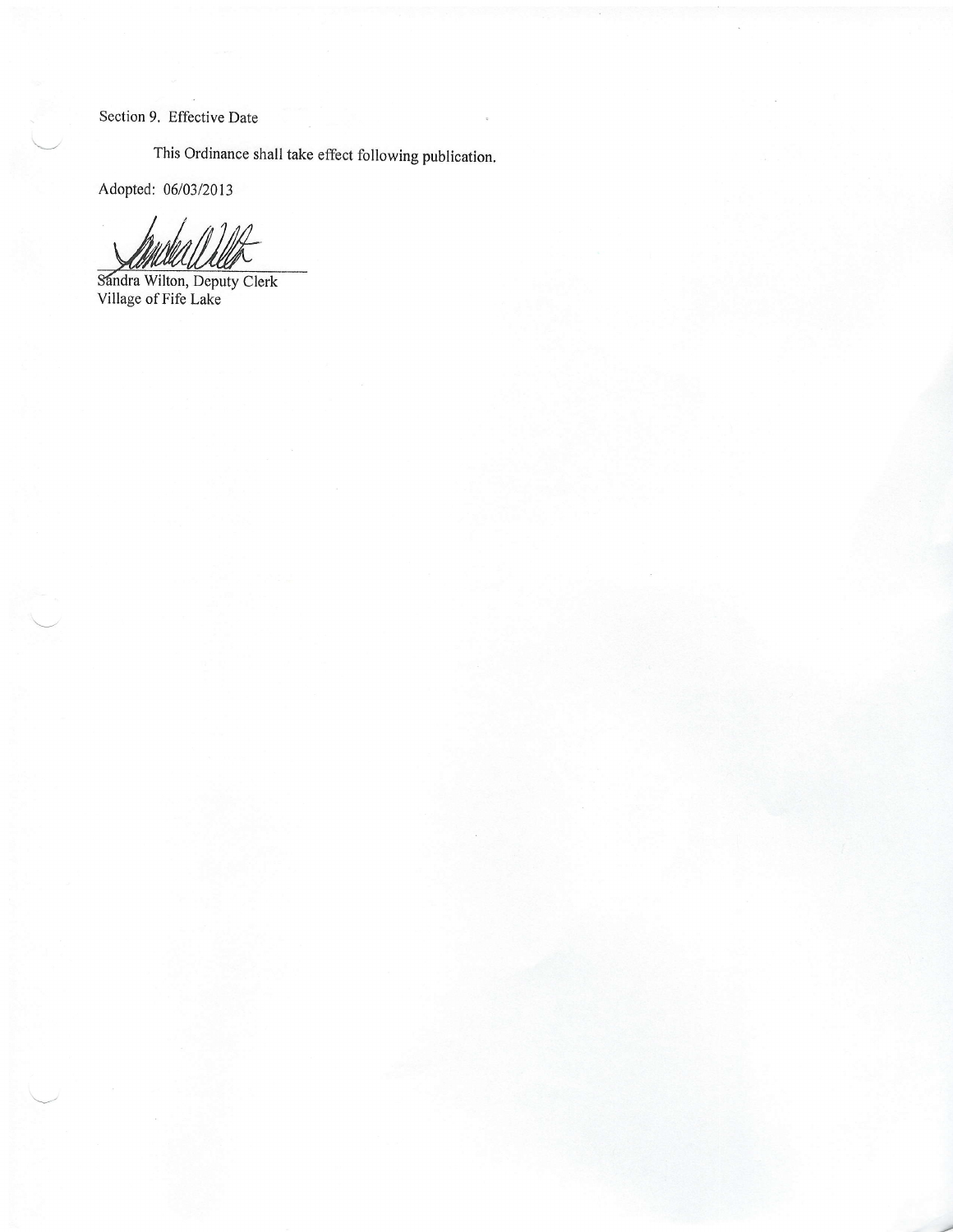Section 9. Effective Date

This Ordinance shall take effect following publication.

Adopted: 06/03/2013

Sandra Wilton, Deputy Clerk
Village of Fife Lake